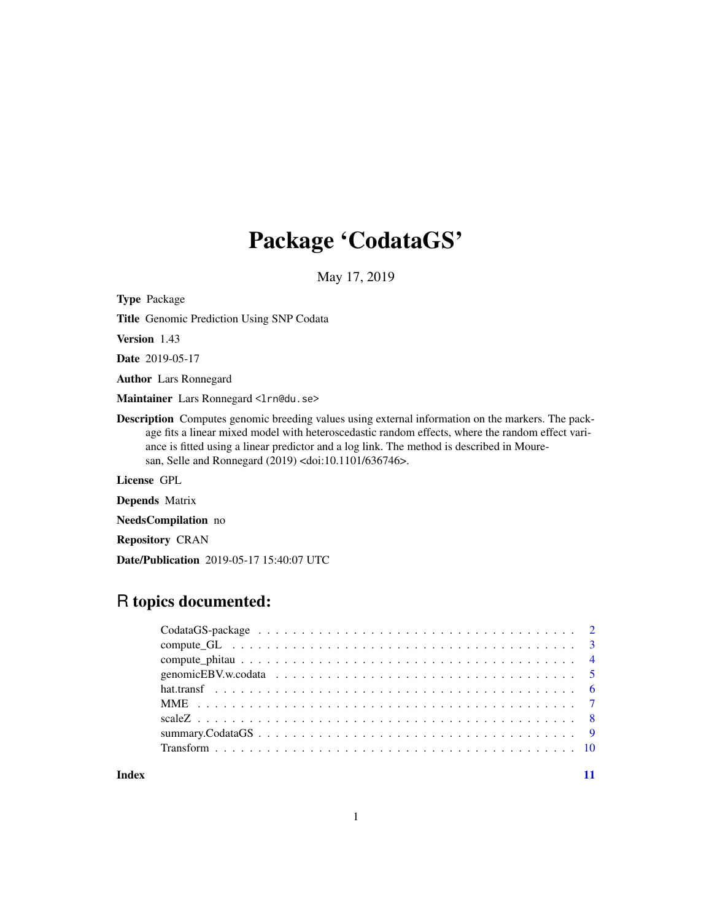# Package 'CodataGS'

May 17, 2019

**Type** Package

**Title** Genomic Prediction Using SNP Codata

**Version** 1.43

**Date** 2019-05-17

**Author** Lars Ronnegard

**Maintainer** Lars Ronnegard <lrn@du.se>

**Description** Computes genomic breeding values using external information on the markers. The package fits a linear mixed model with heteroscedastic random effects, where the random effect variance is fitted using a linear predictor and a log link. The method is described in Mouresan, Selle and Ronnegard (2019) <doi:10.1101/636746>.

**License** GPL

**Depends** Matrix

**NeedsCompilation** no

**Repository** CRAN

**Date/Publication** 2019-05-17 15:40:07 UTC

## R topics documented:

| | |
|---|---|
| CodataGS-package | 2 |
| compute_GL | 3 |
| compute_phitau | 4 |
| genomicEBV.w.codata | 5 |
| hat.transf | 6 |
| MME | 7 |
| scaleZ | 8 |
| summary.CodataGS | 9 |
| Transform | 10 |
| **Index** | **11** |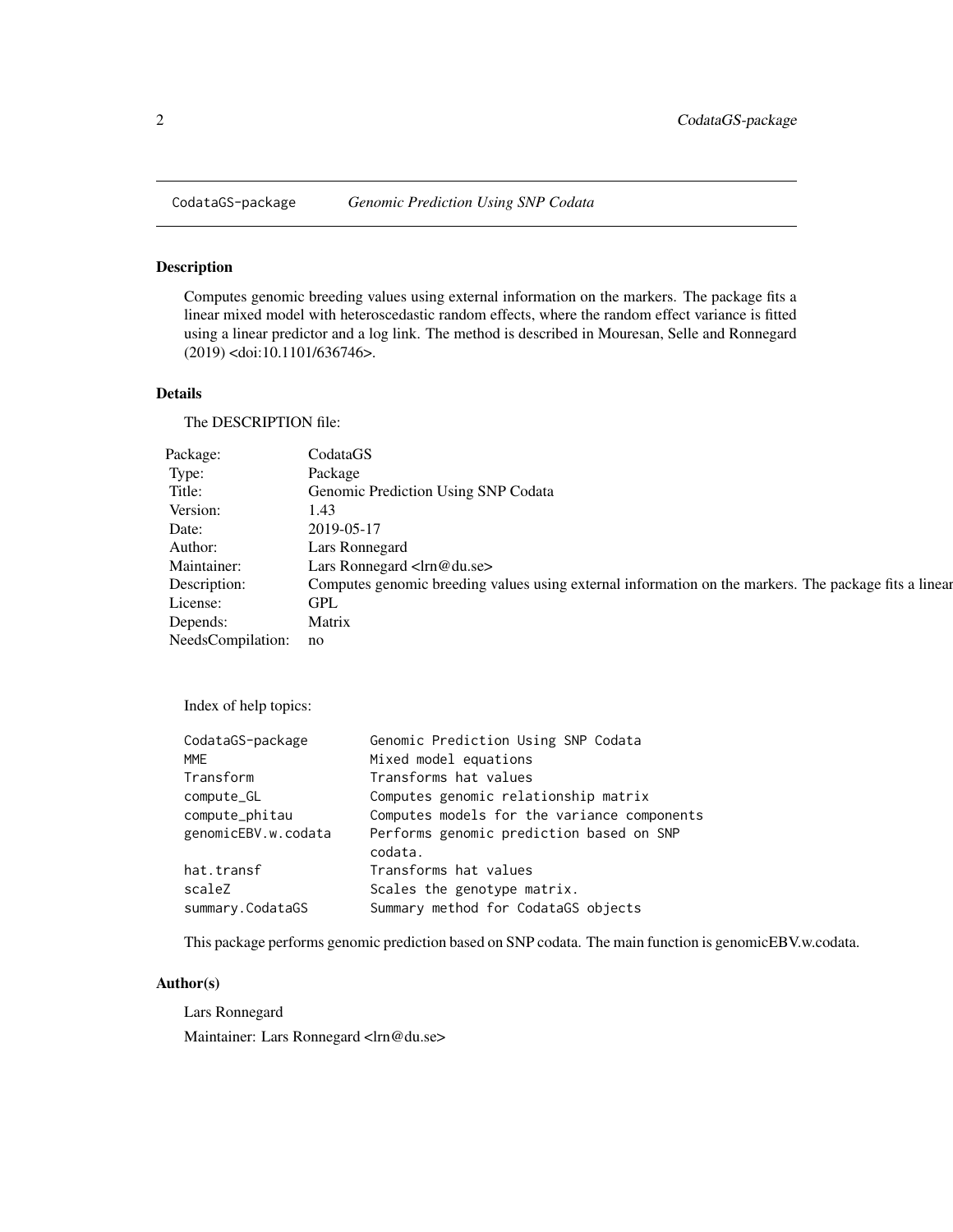# CodataGS-package *Genomic Prediction Using SNP Codata*

## Description

Computes genomic breeding values using external information on the markers. The package fits a linear mixed model with heteroscedastic random effects, where the random effect variance is fitted using a linear predictor and a log link. The method is described in Mouresan, Selle and Ronnegard (2019) <doi:10.1101/636746>.

## Details

The DESCRIPTION file:

| | |
|---|---|
| Package: | CodataGS |
| Type: | Package |
| Title: | Genomic Prediction Using SNP Codata |
| Version: | 1.43 |
| Date: | 2019-05-17 |
| Author: | Lars Ronnegard |
| Maintainer: | Lars Ronnegard <lrn@du.se> |
| Description: | Computes genomic breeding values using external information on the markers. The package fits a linear |
| License: | GPL |
| Depends: | Matrix |
| NeedsCompilation: | no |

Index of help topics:

```
CodataGS-package        Genomic Prediction Using SNP Codata
MME                     Mixed model equations
Transform               Transforms hat values
compute_GL              Computes genomic relationship matrix
compute_phitau          Computes models for the variance components
genomicEBV.w.codata     Performs genomic prediction based on SNP
                        codata.
hat.transf              Transforms hat values
scaleZ                  Scales the genotype matrix.
summary.CodataGS        Summary method for CodataGS objects
```

This package performs genomic prediction based on SNP codata. The main function is genomicEBV.w.codata.

## Author(s)

Lars Ronnegard

Maintainer: Lars Ronnegard <lrn@du.se>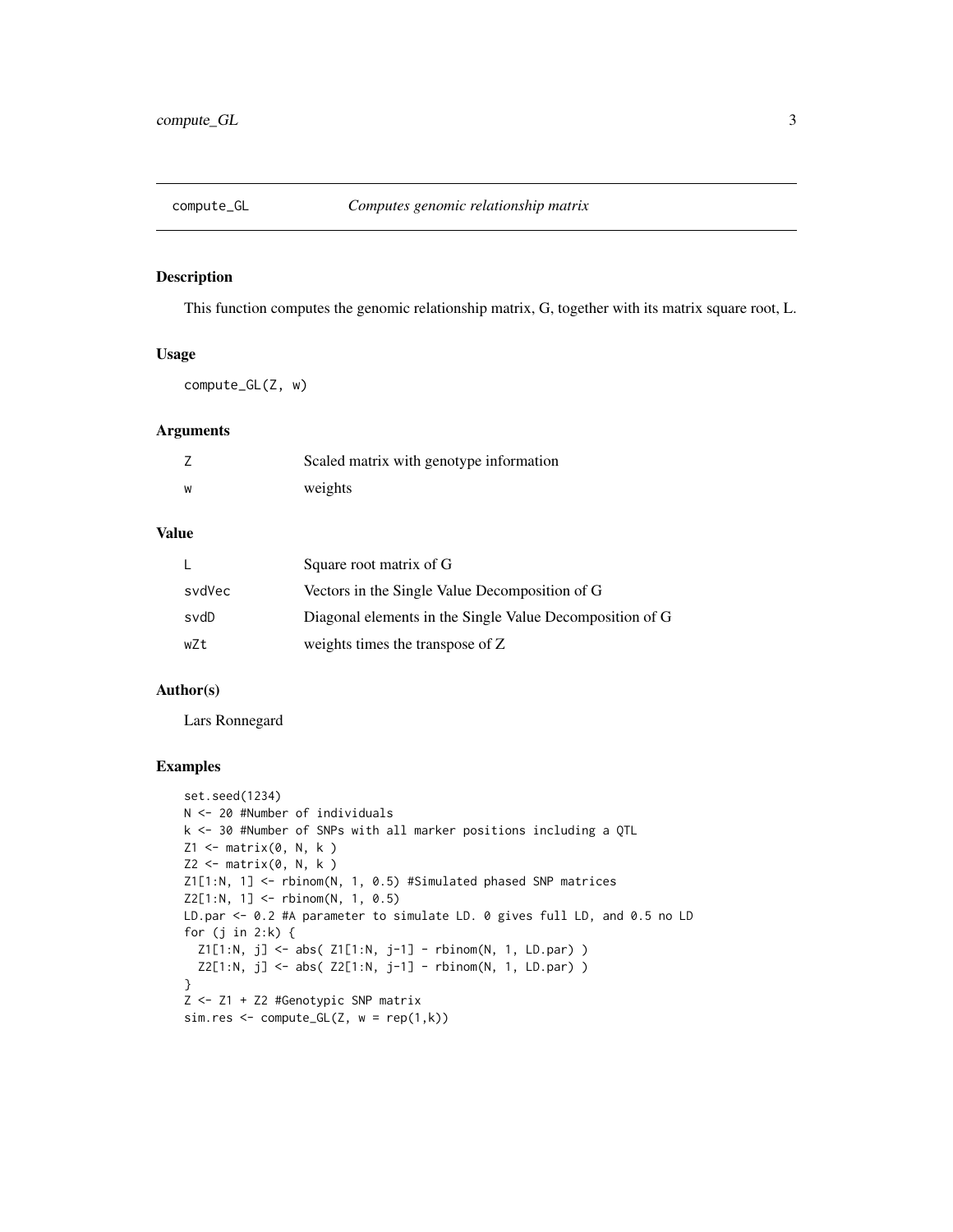# compute_GL — *Computes genomic relationship matrix*

## Description

This function computes the genomic relationship matrix, G, together with its matrix square root, L.

## Usage

```
compute_GL(Z, w)
```

## Arguments

| | |
|---|---|
| Z | Scaled matrix with genotype information |
| w | weights |

## Value

| | |
|---|---|
| L | Square root matrix of G |
| svdVec | Vectors in the Single Value Decomposition of G |
| svdD | Diagonal elements in the Single Value Decomposition of G |
| wZt | weights times the transpose of Z |

## Author(s)

Lars Ronnegard

## Examples

```
set.seed(1234)
N <- 20 #Number of individuals
k <- 30 #Number of SNPs with all marker positions including a QTL
Z1 <- matrix(0, N, k )
Z2 <- matrix(0, N, k )
Z1[1:N, 1] <- rbinom(N, 1, 0.5) #Simulated phased SNP matrices
Z2[1:N, 1] <- rbinom(N, 1, 0.5)
LD.par <- 0.2 #A parameter to simulate LD. 0 gives full LD, and 0.5 no LD
for (j in 2:k) {
  Z1[1:N, j] <- abs( Z1[1:N, j-1] - rbinom(N, 1, LD.par) )
  Z2[1:N, j] <- abs( Z2[1:N, j-1] - rbinom(N, 1, LD.par) )
}
Z <- Z1 + Z2 #Genotypic SNP matrix
sim.res <- compute_GL(Z, w = rep(1,k))
```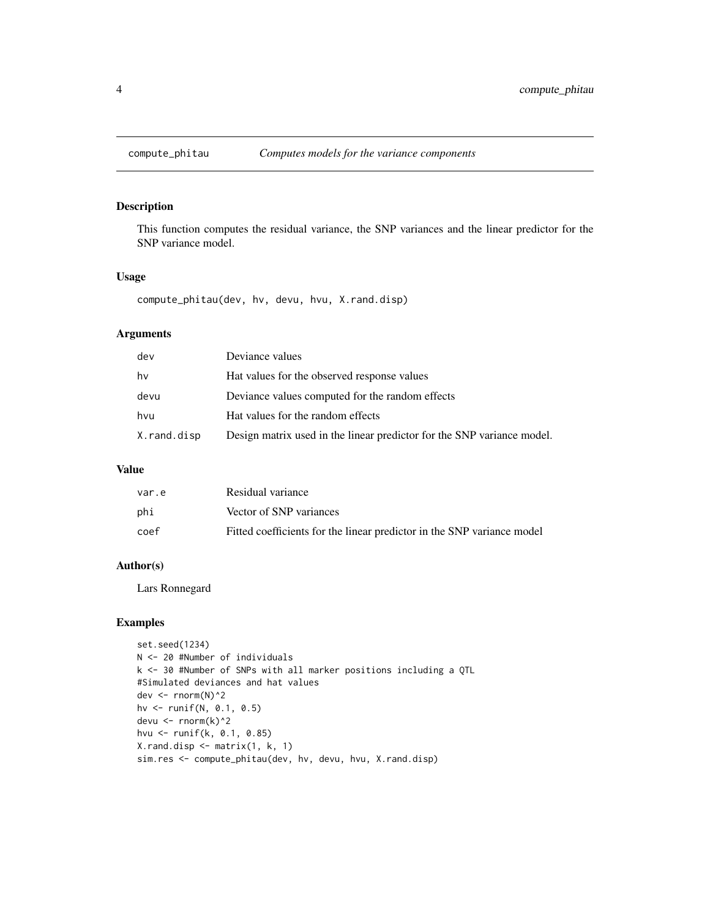## compute_phitau *Computes models for the variance components*

### Description

This function computes the residual variance, the SNP variances and the linear predictor for the SNP variance model.

### Usage

```
compute_phitau(dev, hv, devu, hvu, X.rand.disp)
```

### Arguments

| | |
|---|---|
| dev | Deviance values |
| hv | Hat values for the observed response values |
| devu | Deviance values computed for the random effects |
| hvu | Hat values for the random effects |
| X.rand.disp | Design matrix used in the linear predictor for the SNP variance model. |

### Value

| | |
|---|---|
| var.e | Residual variance |
| phi | Vector of SNP variances |
| coef | Fitted coefficients for the linear predictor in the SNP variance model |

### Author(s)

Lars Ronnegard

### Examples

```
set.seed(1234)
N <- 20 #Number of individuals
k <- 30 #Number of SNPs with all marker positions including a QTL
#Simulated deviances and hat values
dev <- rnorm(N)^2
hv <- runif(N, 0.1, 0.5)
devu <- rnorm(k)^2
hvu <- runif(k, 0.1, 0.85)
X.rand.disp <- matrix(1, k, 1)
sim.res <- compute_phitau(dev, hv, devu, hvu, X.rand.disp)
```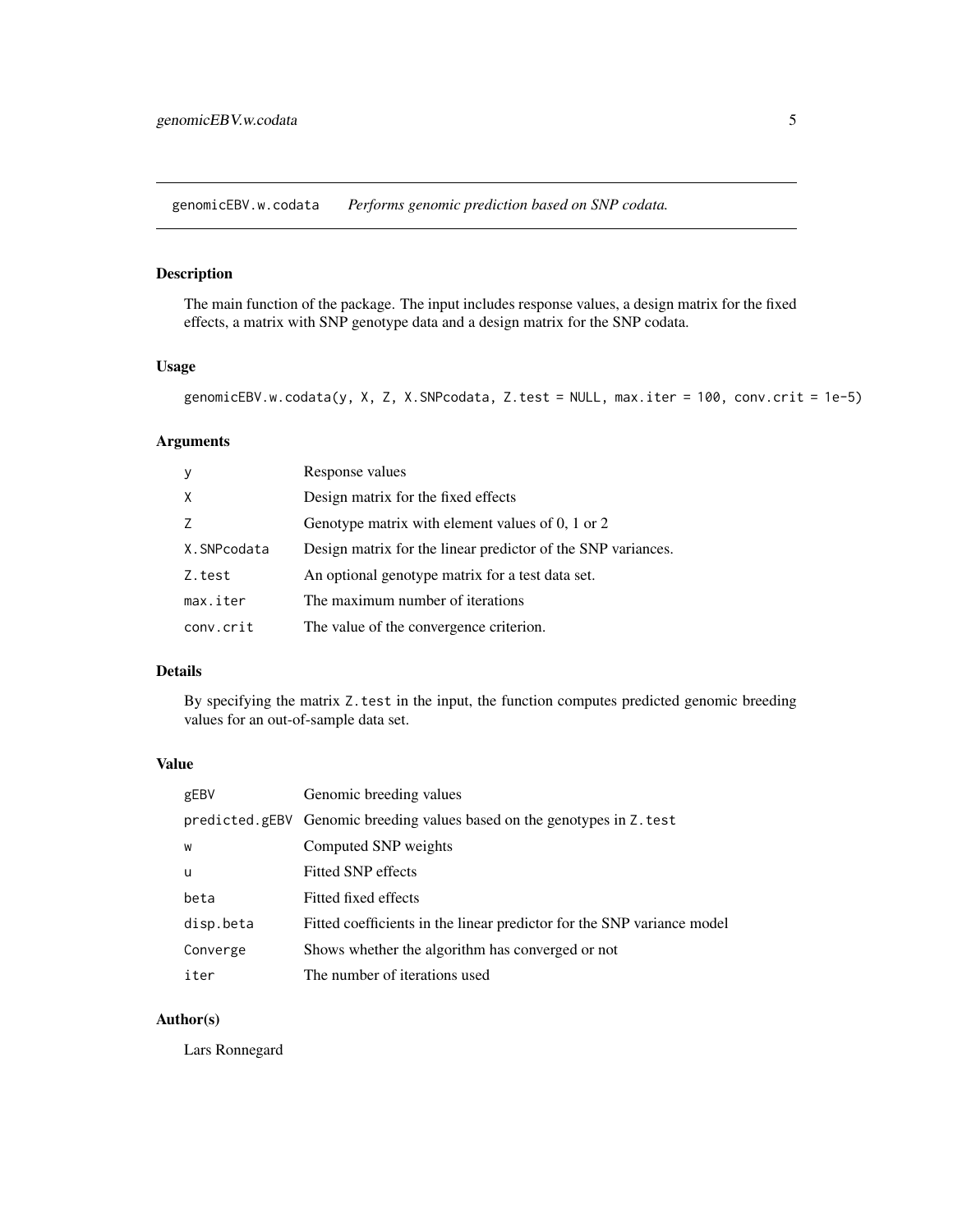## genomicEBV.w.codata — *Performs genomic prediction based on SNP codata.*

### Description

The main function of the package. The input includes response values, a design matrix for the fixed effects, a matrix with SNP genotype data and a design matrix for the SNP codata.

### Usage

```
genomicEBV.w.codata(y, X, Z, X.SNPcodata, Z.test = NULL, max.iter = 100, conv.crit = 1e-5)
```

### Arguments

| | |
|---|---|
| `y` | Response values |
| `X` | Design matrix for the fixed effects |
| `Z` | Genotype matrix with element values of 0, 1 or 2 |
| `X.SNPcodata` | Design matrix for the linear predictor of the SNP variances. |
| `Z.test` | An optional genotype matrix for a test data set. |
| `max.iter` | The maximum number of iterations |
| `conv.crit` | The value of the convergence criterion. |

### Details

By specifying the matrix `Z.test` in the input, the function computes predicted genomic breeding values for an out-of-sample data set.

### Value

| | |
|---|---|
| `gEBV` | Genomic breeding values |
| `predicted.gEBV` | Genomic breeding values based on the genotypes in `Z.test` |
| `w` | Computed SNP weights |
| `u` | Fitted SNP effects |
| `beta` | Fitted fixed effects |
| `disp.beta` | Fitted coefficients in the linear predictor for the SNP variance model |
| `Converge` | Shows whether the algorithm has converged or not |
| `iter` | The number of iterations used |

### Author(s)

Lars Ronnegard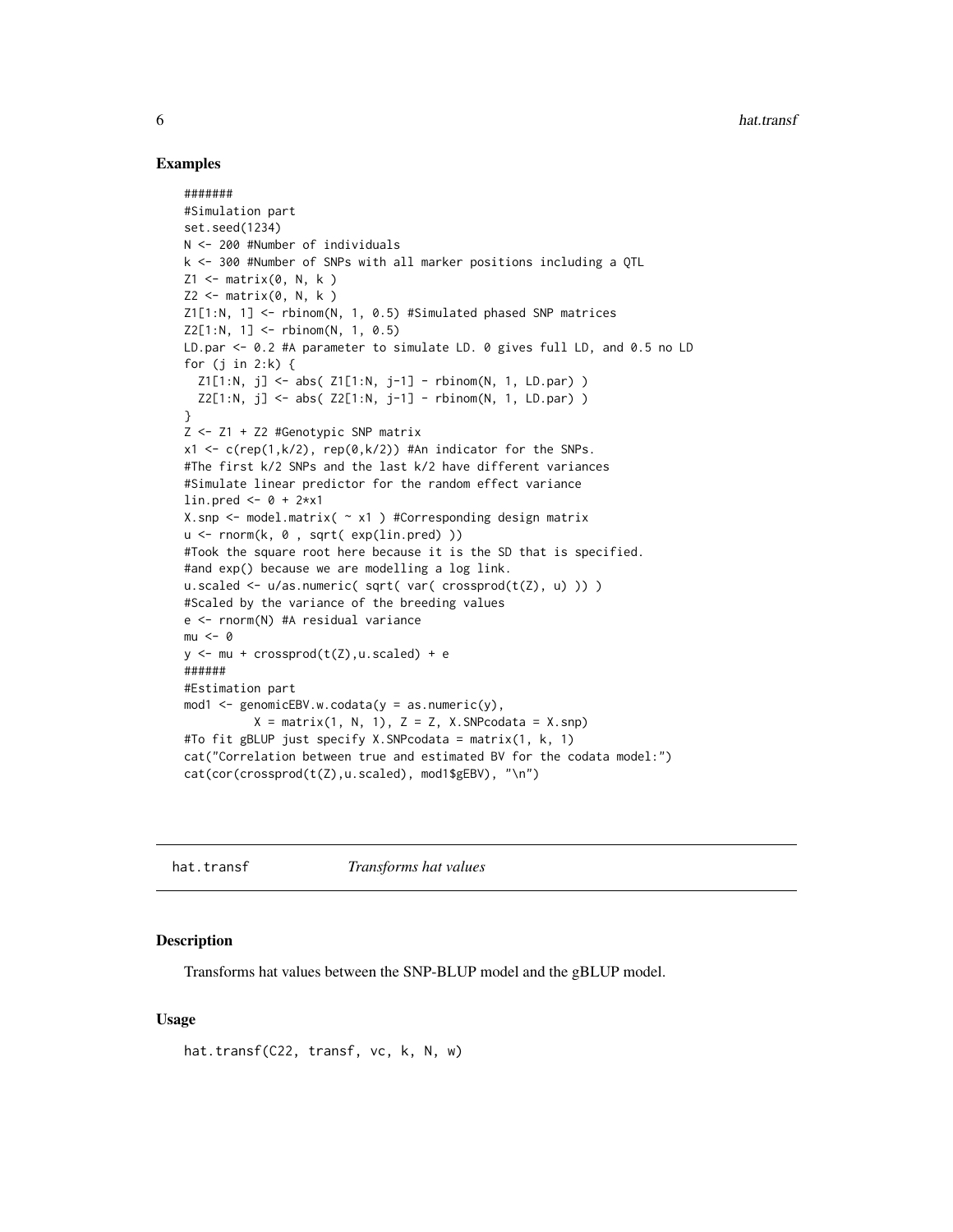## Examples

```
#######
#Simulation part
set.seed(1234)
N <- 200 #Number of individuals
k <- 300 #Number of SNPs with all marker positions including a QTL
Z1 <- matrix(0, N, k )
Z2 <- matrix(0, N, k )
Z1[1:N, 1] <- rbinom(N, 1, 0.5) #Simulated phased SNP matrices
Z2[1:N, 1] <- rbinom(N, 1, 0.5)
LD.par <- 0.2 #A parameter to simulate LD. 0 gives full LD, and 0.5 no LD
for (j in 2:k) {
  Z1[1:N, j] <- abs( Z1[1:N, j-1] - rbinom(N, 1, LD.par) )
  Z2[1:N, j] <- abs( Z2[1:N, j-1] - rbinom(N, 1, LD.par) )
}
Z <- Z1 + Z2 #Genotypic SNP matrix
x1 <- c(rep(1,k/2), rep(0,k/2)) #An indicator for the SNPs.
#The first k/2 SNPs and the last k/2 have different variances
#Simulate linear predictor for the random effect variance
lin.pred <- 0 + 2*x1
X.snp <- model.matrix( ~ x1 ) #Corresponding design matrix
u <- rnorm(k, 0 , sqrt( exp(lin.pred) ))
#Took the square root here because it is the SD that is specified.
#and exp() because we are modelling a log link.
u.scaled <- u/as.numeric( sqrt( var( crossprod(t(Z), u) )) )
#Scaled by the variance of the breeding values
e <- rnorm(N) #A residual variance
mu <- 0
y <- mu + crossprod(t(Z),u.scaled) + e
######
#Estimation part
mod1 <- genomicEBV.w.codata(y = as.numeric(y),
          X = matrix(1, N, 1), Z = Z, X.SNPcodata = X.snp)
#To fit gBLUP just specify X.SNPcodata = matrix(1, k, 1)
cat("Correlation between true and estimated BV for the codata model:")
cat(cor(crossprod(t(Z),u.scaled), mod1$gEBV), "\n")
```

---

## hat.transf — *Transforms hat values*

### Description

Transforms hat values between the SNP-BLUP model and the gBLUP model.

### Usage

```
hat.transf(C22, transf, vc, k, N, w)
```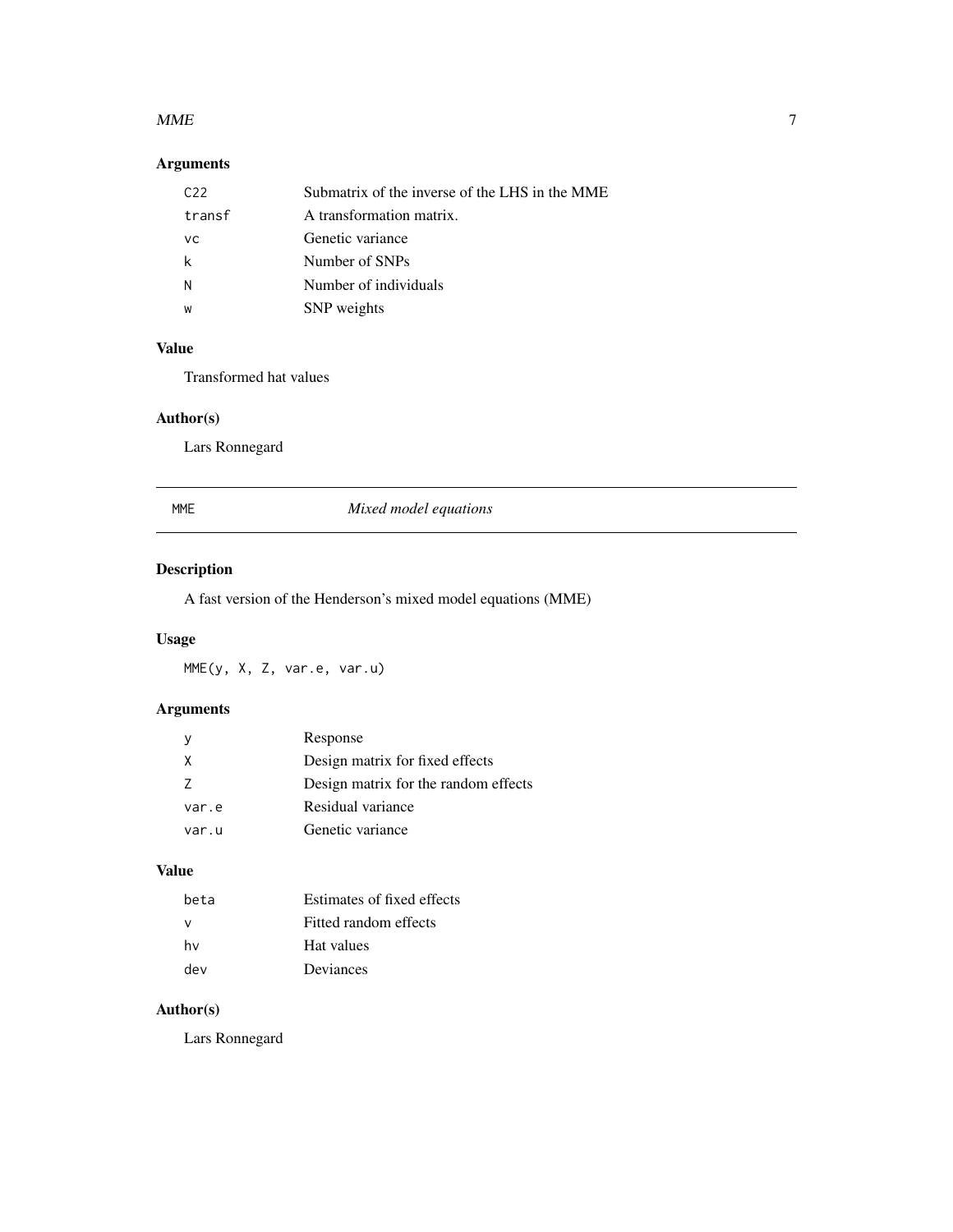### Arguments

| | |
|---|---|
| `C22` | Submatrix of the inverse of the LHS in the MME |
| `transf` | A transformation matrix. |
| `vc` | Genetic variance |
| `k` | Number of SNPs |
| `N` | Number of individuals |
| `w` | SNP weights |

### Value

Transformed hat values

### Author(s)

Lars Ronnegard

---

## MME — *Mixed model equations*

---

### Description

A fast version of the Henderson's mixed model equations (MME)

### Usage

```
MME(y, X, Z, var.e, var.u)
```

### Arguments

| | |
|---|---|
| `y` | Response |
| `X` | Design matrix for fixed effects |
| `Z` | Design matrix for the random effects |
| `var.e` | Residual variance |
| `var.u` | Genetic variance |

### Value

| | |
|---|---|
| `beta` | Estimates of fixed effects |
| `v` | Fitted random effects |
| `hv` | Hat values |
| `dev` | Deviances |

### Author(s)

Lars Ronnegard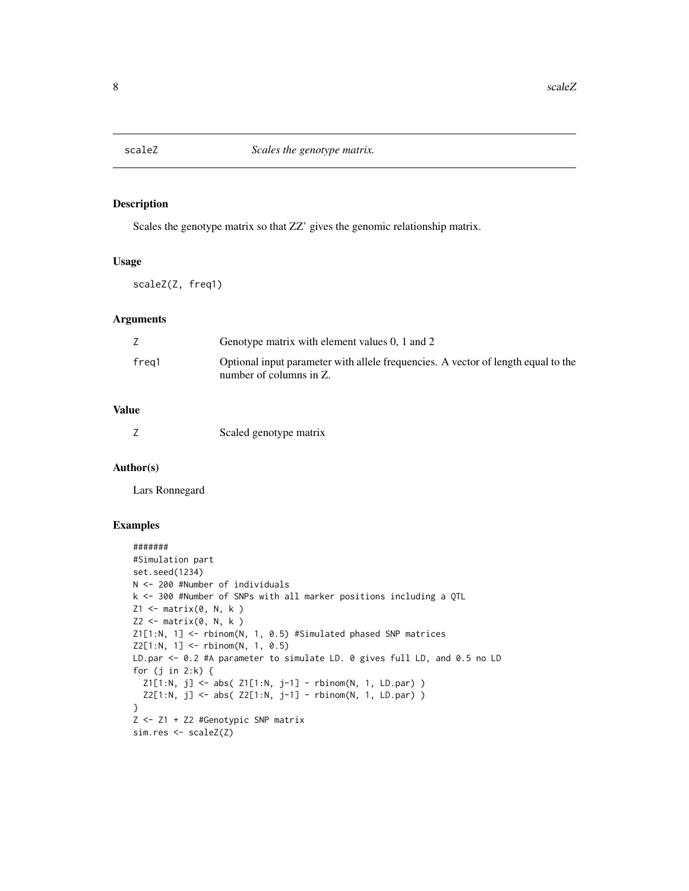# scaleZ *Scales the genotype matrix.*

## Description

Scales the genotype matrix so that ZZ' gives the genomic relationship matrix.

## Usage

```
scaleZ(Z, freq1)
```

## Arguments

| | |
|---|---|
| Z | Genotype matrix with element values 0, 1 and 2 |
| freq1 | Optional input parameter with allele frequencies. A vector of length equal to the number of columns in Z. |

## Value

| | |
|---|---|
| Z | Scaled genotype matrix |

## Author(s)

Lars Ronnegard

## Examples

```
#######
#Simulation part
set.seed(1234)
N <- 200 #Number of individuals
k <- 300 #Number of SNPs with all marker positions including a QTL
Z1 <- matrix(0, N, k )
Z2 <- matrix(0, N, k )
Z1[1:N, 1] <- rbinom(N, 1, 0.5) #Simulated phased SNP matrices
Z2[1:N, 1] <- rbinom(N, 1, 0.5)
LD.par <- 0.2 #A parameter to simulate LD. 0 gives full LD, and 0.5 no LD
for (j in 2:k) {
  Z1[1:N, j] <- abs( Z1[1:N, j-1] - rbinom(N, 1, LD.par) )
  Z2[1:N, j] <- abs( Z2[1:N, j-1] - rbinom(N, 1, LD.par) )
}
Z <- Z1 + Z2 #Genotypic SNP matrix
sim.res <- scaleZ(Z)
```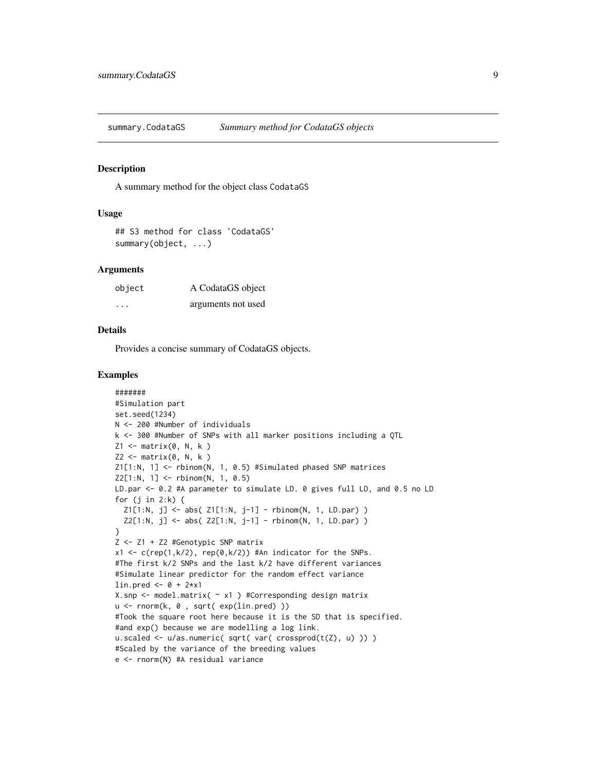summary.CodataGS *Summary method for CodataGS objects*

## Description

A summary method for the object class `CodataGS`

## Usage

```
## S3 method for class 'CodataGS'
summary(object, ...)
```

## Arguments

| | |
|---|---|
| object | A CodataGS object |
| ... | arguments not used |

## Details

Provides a concise summary of CodataGS objects.

## Examples

```
#######
#Simulation part
set.seed(1234)
N <- 200 #Number of individuals
k <- 300 #Number of SNPs with all marker positions including a QTL
Z1 <- matrix(0, N, k )
Z2 <- matrix(0, N, k )
Z1[1:N, 1] <- rbinom(N, 1, 0.5) #Simulated phased SNP matrices
Z2[1:N, 1] <- rbinom(N, 1, 0.5)
LD.par <- 0.2 #A parameter to simulate LD. 0 gives full LD, and 0.5 no LD
for (j in 2:k) {
  Z1[1:N, j] <- abs( Z1[1:N, j-1] - rbinom(N, 1, LD.par) )
  Z2[1:N, j] <- abs( Z2[1:N, j-1] - rbinom(N, 1, LD.par) )
}
Z <- Z1 + Z2 #Genotypic SNP matrix
x1 <- c(rep(1,k/2), rep(0,k/2)) #An indicator for the SNPs.
#The first k/2 SNPs and the last k/2 have different variances
#Simulate linear predictor for the random effect variance
lin.pred <- 0 + 2*x1
X.snp <- model.matrix( ~ x1 ) #Corresponding design matrix
u <- rnorm(k, 0 , sqrt( exp(lin.pred) ))
#Took the square root here because it is the SD that is specified.
#and exp() because we are modelling a log link.
u.scaled <- u/as.numeric( sqrt( var( crossprod(t(Z), u) )) )
#Scaled by the variance of the breeding values
e <- rnorm(N) #A residual variance
```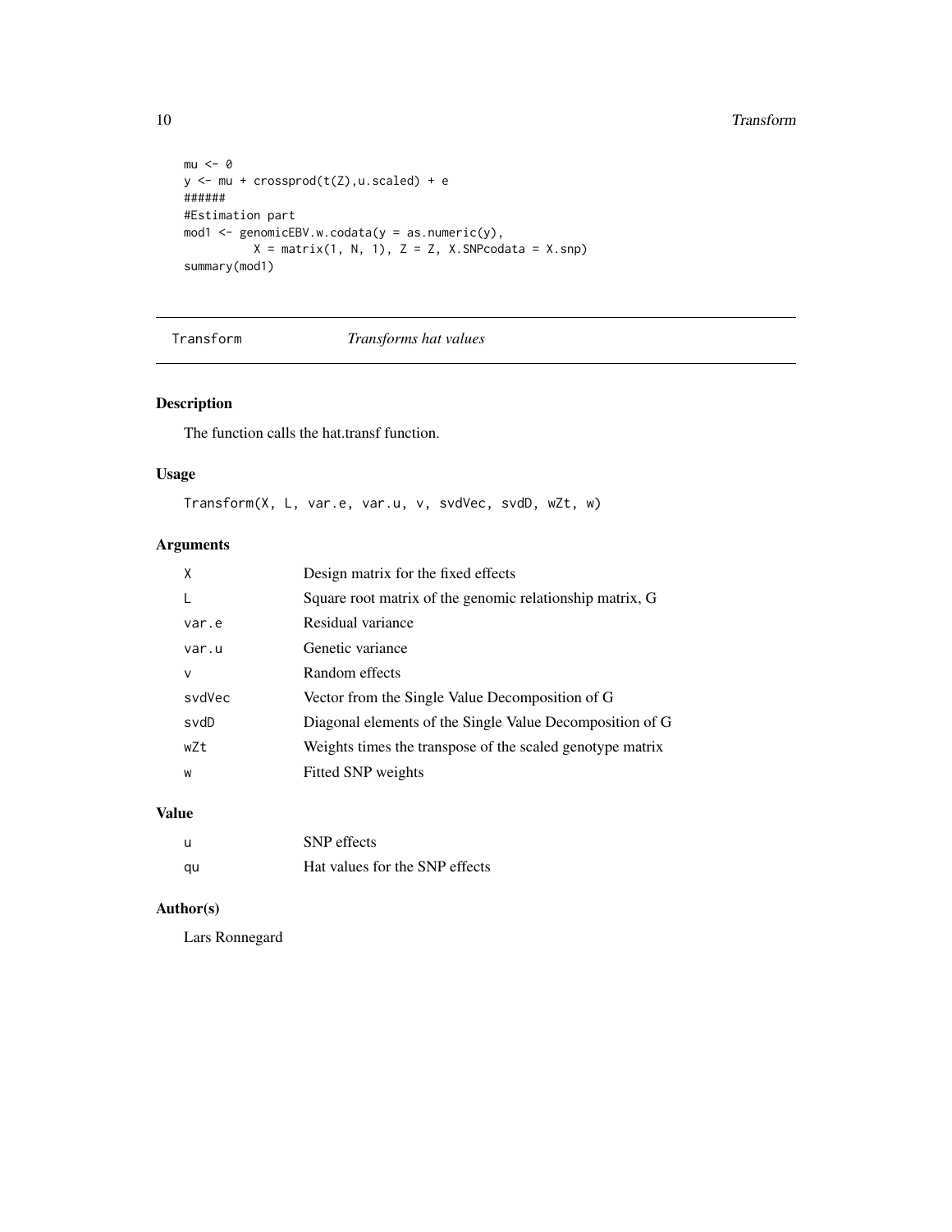```
mu <- 0
y <- mu + crossprod(t(Z),u.scaled) + e
######
#Estimation part
mod1 <- genomicEBV.w.codata(y = as.numeric(y),
         X = matrix(1, N, 1), Z = Z, X.SNPcodata = X.snp)
summary(mod1)
```

---

## Transform — *Transforms hat values*

---

### Description

The function calls the hat.transf function.

### Usage

```
Transform(X, L, var.e, var.u, v, svdVec, svdD, wZt, w)
```

### Arguments

| | |
|---|---|
| X | Design matrix for the fixed effects |
| L | Square root matrix of the genomic relationship matrix, G |
| var.e | Residual variance |
| var.u | Genetic variance |
| v | Random effects |
| svdVec | Vector from the Single Value Decomposition of G |
| svdD | Diagonal elements of the Single Value Decomposition of G |
| wZt | Weights times the transpose of the scaled genotype matrix |
| w | Fitted SNP weights |

### Value

| | |
|---|---|
| u | SNP effects |
| qu | Hat values for the SNP effects |

### Author(s)

Lars Ronnegard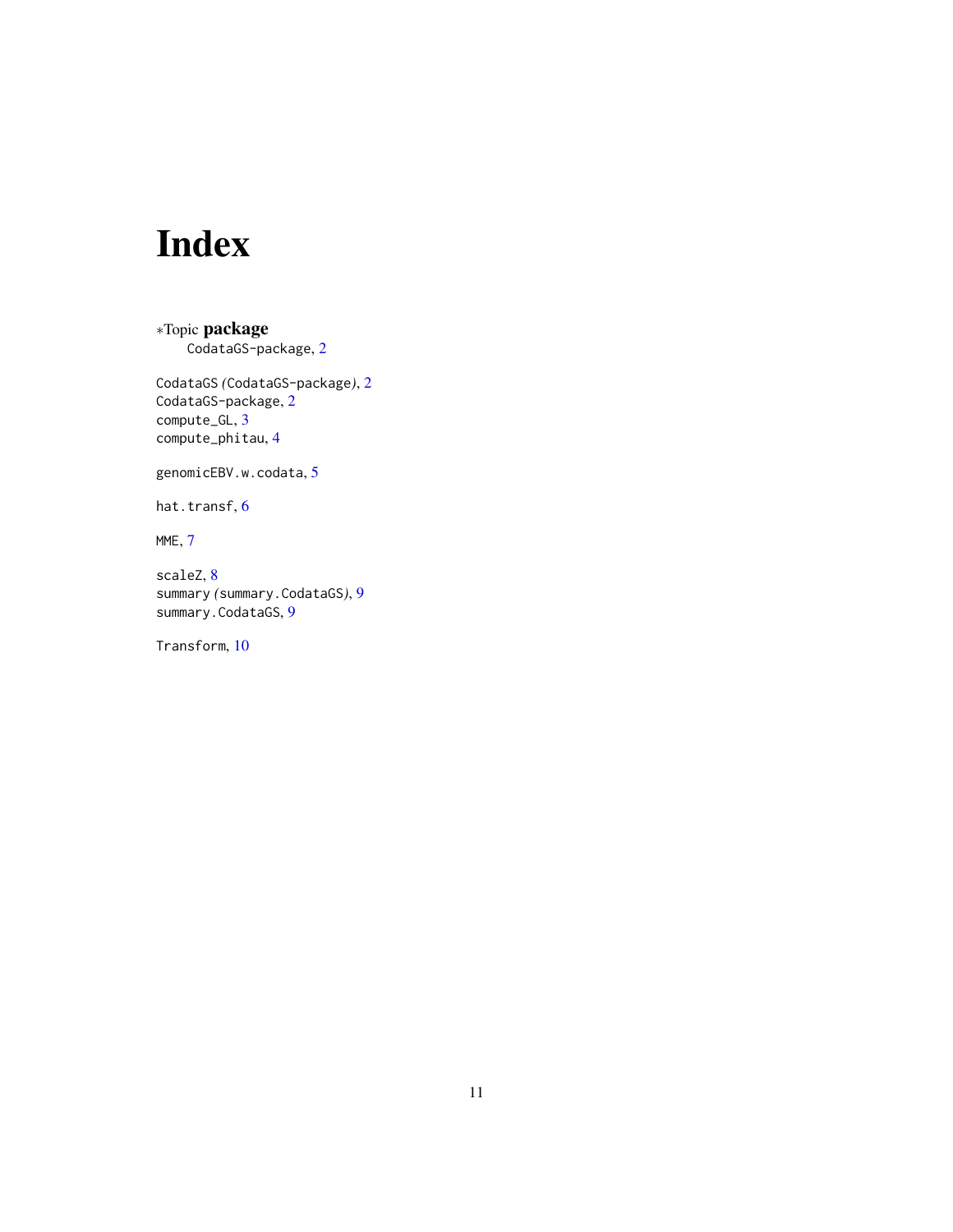# Index

∗Topic **package**
    CodataGS-package, 2

CodataGS (CodataGS-package), 2
CodataGS-package, 2
compute_GL, 3
compute_phitau, 4

genomicEBV.w.codata, 5

hat.transf, 6

MME, 7

scaleZ, 8
summary (summary.CodataGS), 9
summary.CodataGS, 9

Transform, 10